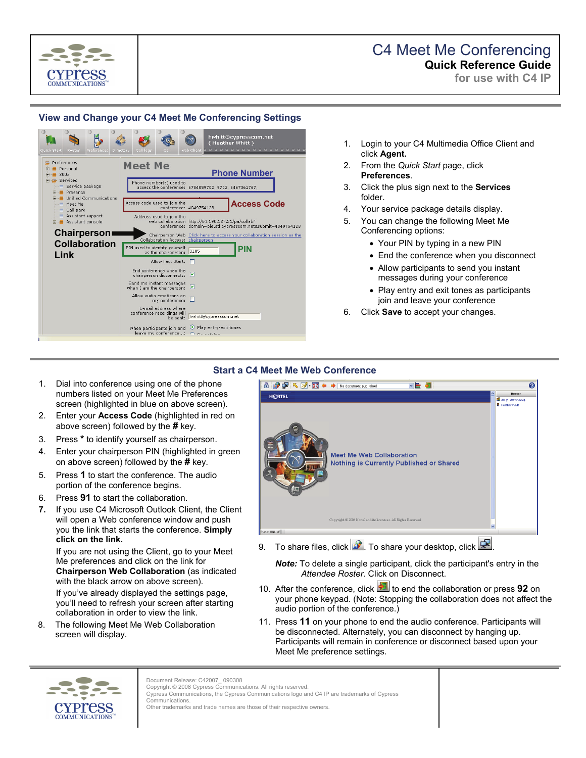# C4 Meet Me Conferencing

**Quick Reference Guide**

**for use with C4 IP**

## View and Change your C4 Meet Me Conferencing Settings

1. Login to your C4 Multimedia Office Client and click **Agent.**
2. From the *Quick Start* page, click **Preferences**.
3. Click the plus sign next to the **Services** folder.
4. Your service package details display.
5. You can change the following Meet Me Conferencing options:
   - Your PIN by typing in a new PIN
   - End the conference when you disconnect
   - Allow participants to send you instant messages during your conference
   - Play entry and exit tones as participants join and leave your conference
6. Click **Save** to accept your changes.

## Start a C4 Meet Me Web Conference

1. Dial into conference using one of the phone numbers listed on your Meet Me Preferences screen (highlighted in blue on above screen).
2. Enter your **Access Code** (highlighted in red on above screen) followed by the **#** key.
3. Press **\*** to identify yourself as chairperson.
4. Enter your chairperson PIN (highlighted in green on above screen) followed by the **#** key.
5. Press **1** to start the conference. The audio portion of the conference begins.
6. Press **91** to start the collaboration.
7. If you use C4 Microsoft Outlook Client, the Client will open a Web conference window and push you the link that starts the conference. **Simply click on the link.**

   If you are not using the Client, go to your Meet Me preferences and click on the link for **Chairperson Web Collaboration** (as indicated with the black arrow on above screen).

   If you've already displayed the settings page, you'll need to refresh your screen after starting collaboration in order to view the link.
8. The following Meet Me Web Collaboration screen will display.
9. To share files, click . To share your desktop, click .

   ***Note:*** To delete a single participant, click the participant's entry in the *Attendee Roster*. Click on Disconnect.
10. After the conference, click  to end the collaboration or press **92** on your phone keypad. (Note: Stopping the collaboration does not affect the audio portion of the conference.)
11. Press **11** on your phone to end the audio conference. Participants will be disconnected. Alternately, you can disconnect by hanging up. Participants will remain in conference or disconnect based upon your Meet Me preference settings.

Document Release: C42007_ 090308
Copyright © 2008 Cypress Communications. All rights reserved.
Cypress Communications, the Cypress Communications logo and C4 IP are trademarks of Cypress Communications.
Other trademarks and trade names are those of their respective owners.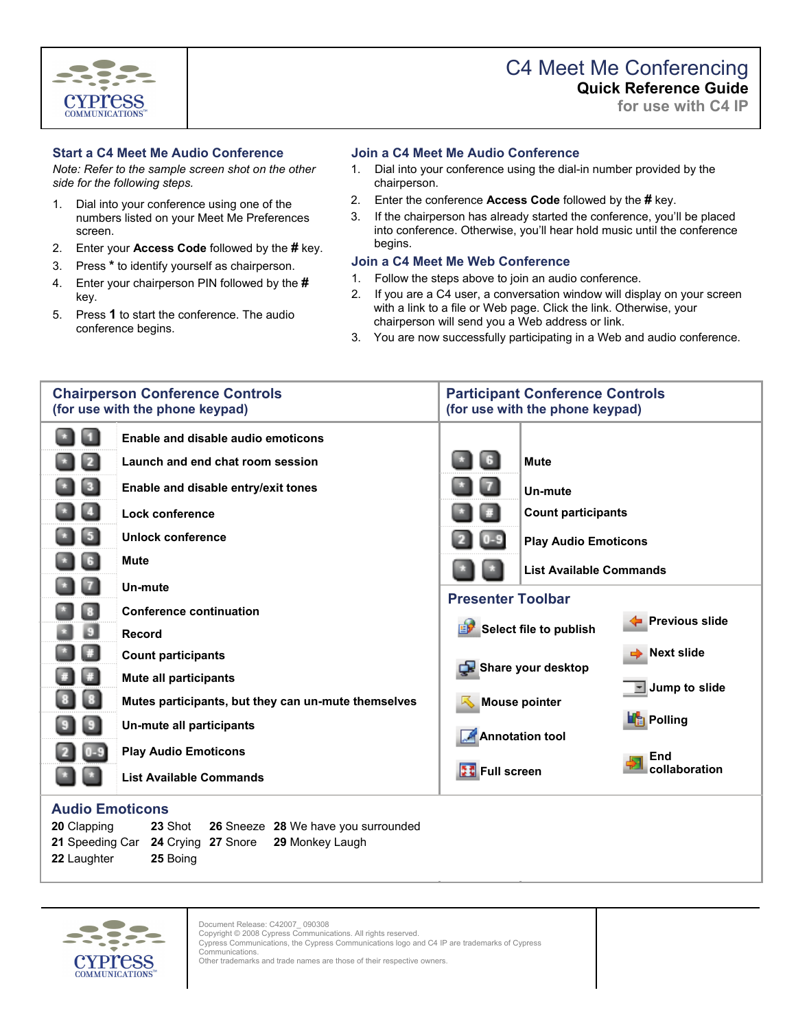# C4 Meet Me Conferencing

**Quick Reference Guide**

**for use with C4 IP**

## Start a C4 Meet Me Audio Conference

*Note: Refer to the sample screen shot on the other side for the following steps.*

1. Dial into your conference using one of the numbers listed on your Meet Me Preferences screen.
2. Enter your **Access Code** followed by the **#** key.
3. Press **\*** to identify yourself as chairperson.
4. Enter your chairperson PIN followed by the **#** key.
5. Press **1** to start the conference. The audio conference begins.

## Join a C4 Meet Me Audio Conference

1. Dial into your conference using the dial-in number provided by the chairperson.
2. Enter the conference **Access Code** followed by the **#** key.
3. If the chairperson has already started the conference, you'll be placed into conference. Otherwise, you'll hear hold music until the conference begins.

## Join a C4 Meet Me Web Conference

1. Follow the steps above to join an audio conference.
2. If you are a C4 user, a conversation window will display on your screen with a link to a file or Web page. Click the link. Otherwise, your chairperson will send you a Web address or link.
3. You are now successfully participating in a Web and audio conference.

## Chairperson Conference Controls (for use with the phone keypad)

| Keys | Function |
|---|---|
| * 1 | Enable and disable audio emoticons |
| * 2 | Launch and end chat room session |
| * 3 | Enable and disable entry/exit tones |
| * 4 | Lock conference |
| * 5 | Unlock conference |
| * 6 | Mute |
| * 7 | Un-mute |
| * 8 | Conference continuation |
| * 9 | Record |
| * # | Count participants |
| # # | Mute all participants |
| 8 8 | Mutes participants, but they can un-mute themselves |
| 9 9 | Un-mute all participants |
| 2 0-9 | Play Audio Emoticons |
| * * | List Available Commands |

## Participant Conference Controls (for use with the phone keypad)

| Keys | Function |
|---|---|
| * 6 | Mute |
| * 7 | Un-mute |
| * # | Count participants |
| 2 0-9 | Play Audio Emoticons |
| * * | List Available Commands |

## Presenter Toolbar

- Select file to publish
- Share your desktop
- Mouse pointer
- Annotation tool
- Full screen
- Previous slide
- Next slide
- Jump to slide
- Polling
- End collaboration

## Audio Emoticons

**20** Clapping
**21** Speeding Car
**22** Laughter
**23** Shot
**24** Crying
**25** Boing
**26** Sneeze
**27** Snore
**28** We have you surrounded
**29** Monkey Laugh

Document Release: C42007_ 090308
Copyright © 2008 Cypress Communications. All rights reserved.
Cypress Communications, the Cypress Communications logo and C4 IP are trademarks of Cypress Communications.
Other trademarks and trade names are those of their respective owners.